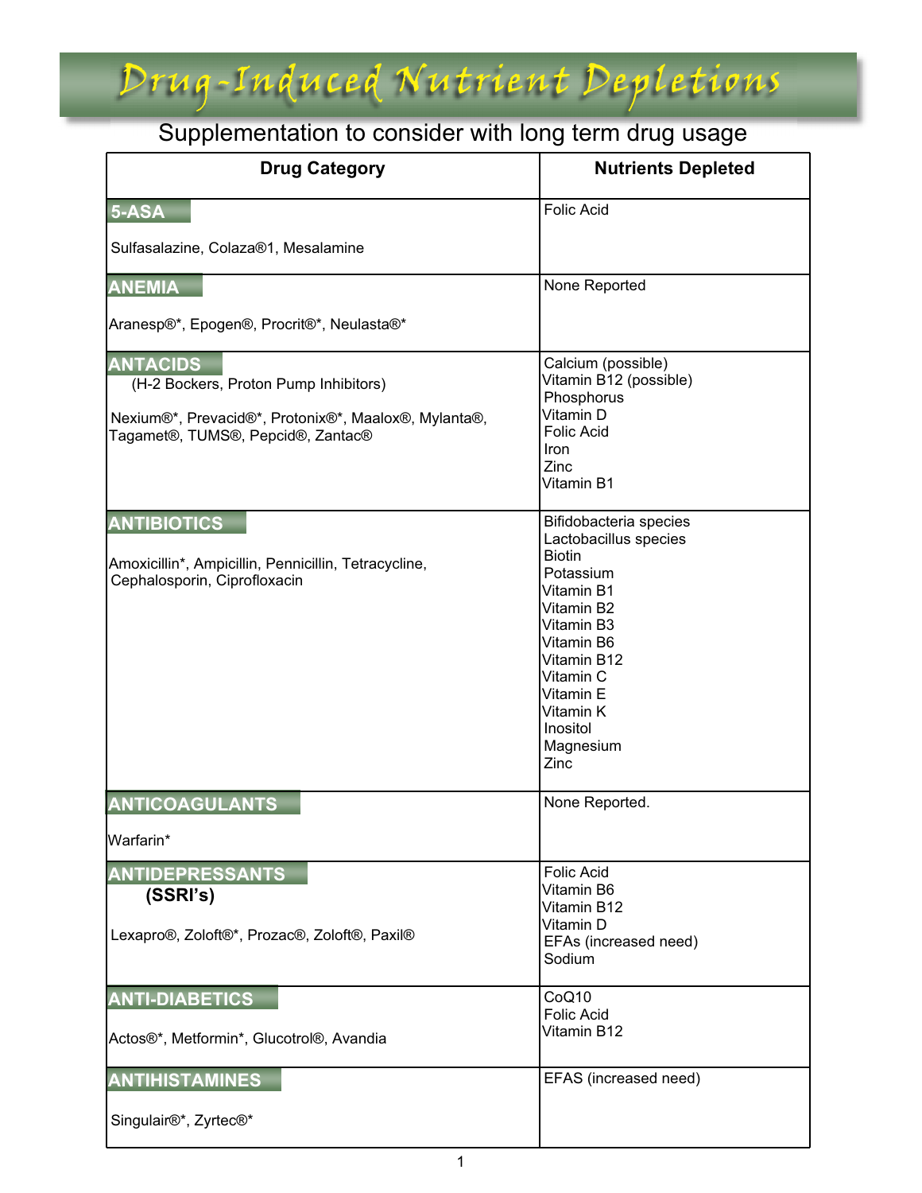# Drug-Induced Nutrient Depletions

Supplementation to consider with long term drug usage

| Drug Category | Nutrients Depleted |
| --- | --- |
| **5-ASA**<br><br>Sulfasalazine, Colaza®1, Mesalamine | Folic Acid |
| **ANEMIA**<br><br>Aranesp®*, Epogen®, Procrit®*, Neulasta®* | None Reported |
| **ANTACIDS**<br>(H-2 Bockers, Proton Pump Inhibitors)<br><br>Nexium®*, Prevacid®*, Protonix®*, Maalox®, Mylanta®, Tagamet®, TUMS®, Pepcid®, Zantac® | Calcium (possible)<br>Vitamin B12 (possible)<br>Phosphorus<br>Vitamin D<br>Folic Acid<br>Iron<br>Zinc<br>Vitamin B1 |
| **ANTIBIOTICS**<br><br>Amoxicillin*, Ampicillin, Pennicillin, Tetracycline, Cephalosporin, Ciprofloxacin | Bifidobacteria species<br>Lactobacillus species<br>Biotin<br>Potassium<br>Vitamin B1<br>Vitamin B2<br>Vitamin B3<br>Vitamin B6<br>Vitamin B12<br>Vitamin C<br>Vitamin E<br>Vitamin K<br>Inositol<br>Magnesium<br>Zinc |
| **ANTICOAGULANTS**<br><br>Warfarin* | None Reported. |
| **ANTIDEPRESSANTS**<br>**(SSRI's)**<br><br>Lexapro®, Zoloft®*, Prozac®, Zoloft®, Paxil® | Folic Acid<br>Vitamin B6<br>Vitamin B12<br>Vitamin D<br>EFAs (increased need)<br>Sodium |
| **ANTI-DIABETICS**<br><br>Actos®*, Metformin*, Glucotrol®, Avandia | CoQ10<br>Folic Acid<br>Vitamin B12 |
| **ANTIHISTAMINES**<br><br>Singulair®*, Zyrtec®* | EFAS (increased need) |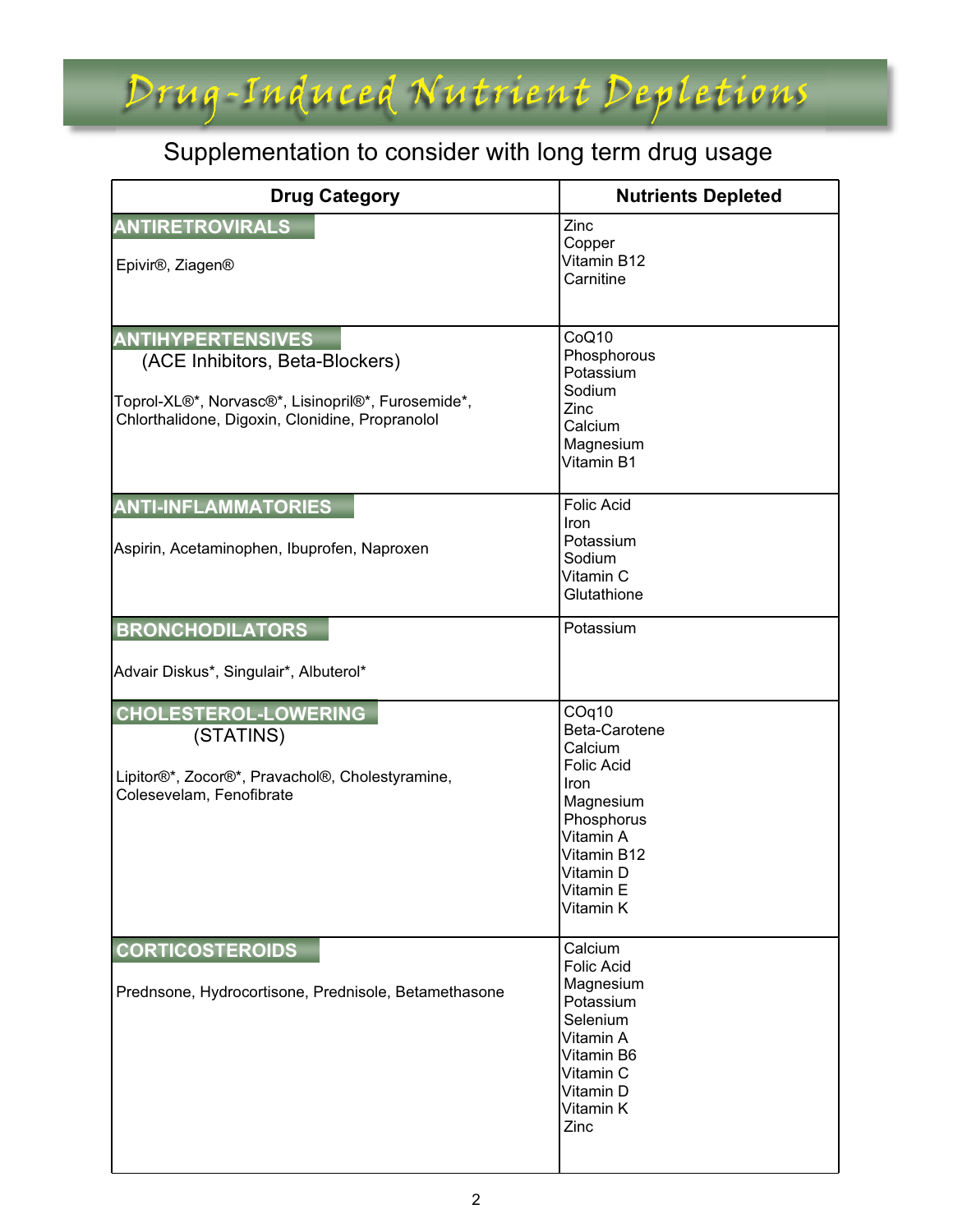# Drug-Induced Nutrient Depletions

Supplementation to consider with long term drug usage

| Drug Category | Nutrients Depleted |
| --- | --- |
| **ANTIRETROVIRALS**<br><br>Epivir®, Ziagen® | Zinc<br>Copper<br>Vitamin B12<br>Carnitine |
| **ANTIHYPERTENSIVES**<br>(ACE Inhibitors, Beta-Blockers)<br><br>Toprol-XL®*, Norvasc®*, Lisinopril®*, Furosemide*, Chlorthalidone, Digoxin, Clonidine, Propranolol | CoQ10<br>Phosphorous<br>Potassium<br>Sodium<br>Zinc<br>Calcium<br>Magnesium<br>Vitamin B1 |
| **ANTI-INFLAMMATORIES**<br><br>Aspirin, Acetaminophen, Ibuprofen, Naproxen | Folic Acid<br>Iron<br>Potassium<br>Sodium<br>Vitamin C<br>Glutathione |
| **BRONCHODILATORS**<br><br>Advair Diskus*, Singulair*, Albuterol* | Potassium |
| **CHOLESTEROL-LOWERING**<br>(STATINS)<br><br>Lipitor®*, Zocor®*, Pravachol®, Cholestyramine, Colesevelam, Fenofibrate | COq10<br>Beta-Carotene<br>Calcium<br>Folic Acid<br>Iron<br>Magnesium<br>Phosphorus<br>Vitamin A<br>Vitamin B12<br>Vitamin D<br>Vitamin E<br>Vitamin K |
| **CORTICOSTEROIDS**<br><br>Prednsone, Hydrocortisone, Prednisole, Betamethasone | Calcium<br>Folic Acid<br>Magnesium<br>Potassium<br>Selenium<br>Vitamin A<br>Vitamin B6<br>Vitamin C<br>Vitamin D<br>Vitamin K<br>Zinc |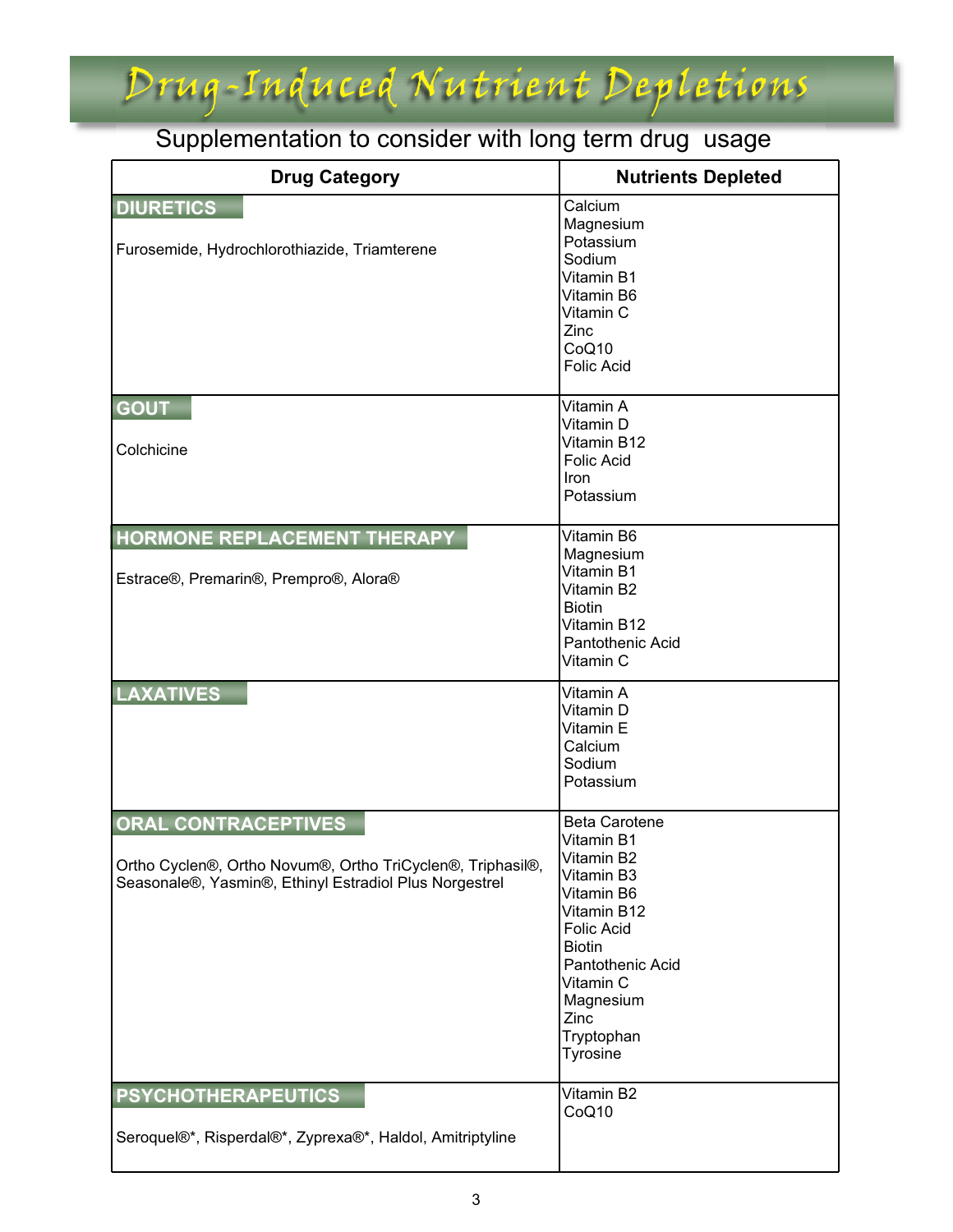# Drug-Induced Nutrient Depletions

Supplementation to consider with long term drug usage

| Drug Category | Nutrients Depleted |
|---|---|
| **DIURETICS**<br><br>Furosemide, Hydrochlorothiazide, Triamterene | Calcium<br>Magnesium<br>Potassium<br>Sodium<br>Vitamin B1<br>Vitamin B6<br>Vitamin C<br>Zinc<br>CoQ10<br>Folic Acid |
| **GOUT**<br><br>Colchicine | Vitamin A<br>Vitamin D<br>Vitamin B12<br>Folic Acid<br>Iron<br>Potassium |
| **HORMONE REPLACEMENT THERAPY**<br><br>Estrace®, Premarin®, Prempro®, Alora® | Vitamin B6<br>Magnesium<br>Vitamin B1<br>Vitamin B2<br>Biotin<br>Vitamin B12<br>Pantothenic Acid<br>Vitamin C |
| **LAXATIVES** | Vitamin A<br>Vitamin D<br>Vitamin E<br>Calcium<br>Sodium<br>Potassium |
| **ORAL CONTRACEPTIVES**<br><br>Ortho Cyclen®, Ortho Novum®, Ortho TriCyclen®, Triphasil®, Seasonale®, Yasmin®, Ethinyl Estradiol Plus Norgestrel | Beta Carotene<br>Vitamin B1<br>Vitamin B2<br>Vitamin B3<br>Vitamin B6<br>Vitamin B12<br>Folic Acid<br>Biotin<br>Pantothenic Acid<br>Vitamin C<br>Magnesium<br>Zinc<br>Tryptophan<br>Tyrosine |
| **PSYCHOTHERAPEUTICS**<br><br>Seroquel®*, Risperdal®*, Zyprexa®*, Haldol, Amitriptyline | Vitamin B2<br>CoQ10 |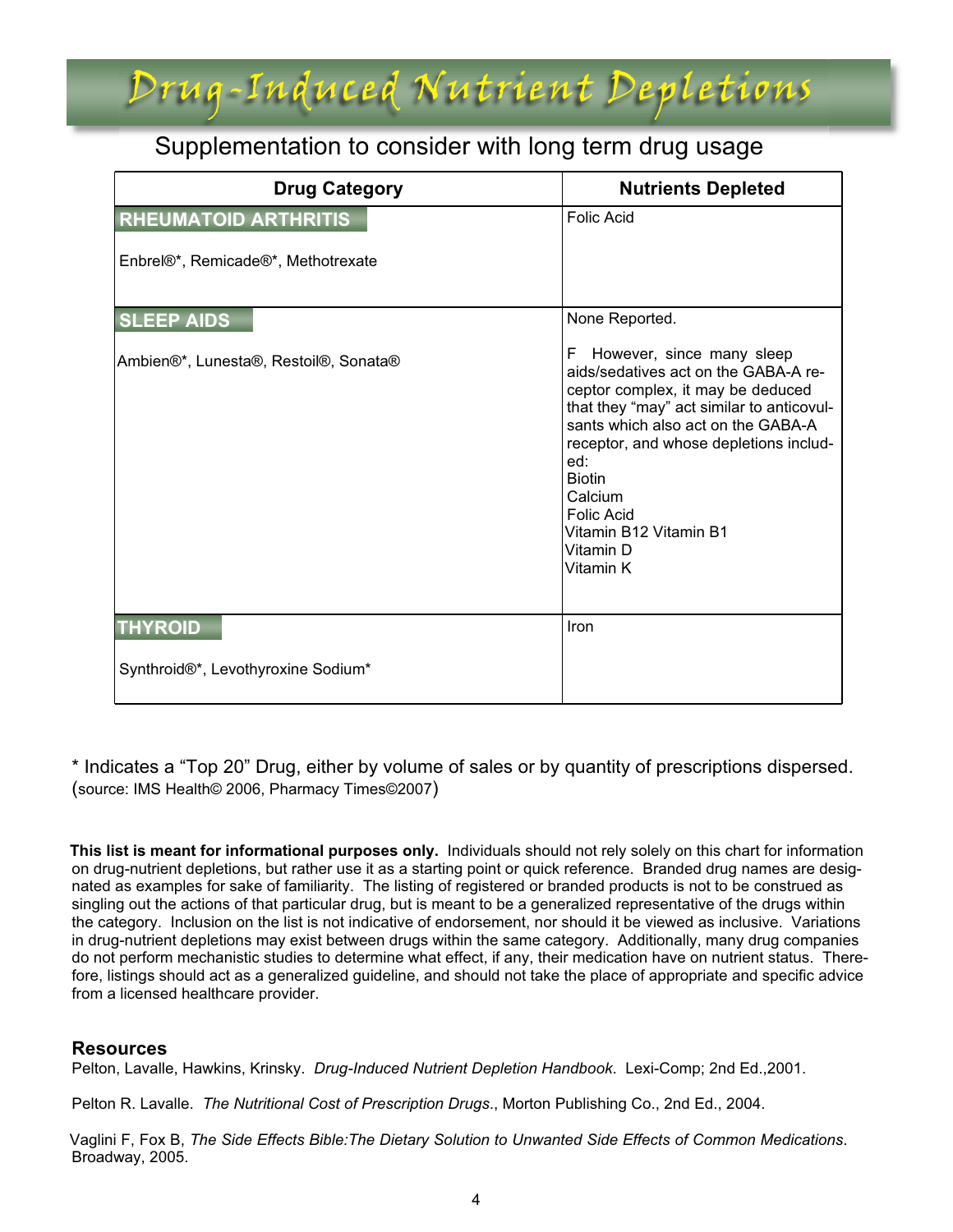# Drug-Induced Nutrient Depletions

## Supplementation to consider with long term drug usage

| Drug Category | Nutrients Depleted |
| --- | --- |
| **RHEUMATOID ARTHRITIS**<br><br>Enbrel®*, Remicade®*, Methotrexate | Folic Acid |
| **SLEEP AIDS**<br><br>Ambien®*, Lunesta®, Restoil®, Sonata® | None Reported.<br><br>F However, since many sleep aids/sedatives act on the GABA-A receptor complex, it may be deduced that they "may" act similar to anticonvulsants which also act on the GABA-A receptor, and whose depletions included:<br>Biotin<br>Calcium<br>Folic Acid<br>Vitamin B12 Vitamin B1<br>Vitamin D<br>Vitamin K |
| **THYROID**<br><br>Synthroid®*, Levothyroxine Sodium* | Iron |

* Indicates a "Top 20" Drug, either by volume of sales or by quantity of prescriptions dispersed.
(source: IMS Health© 2006, Pharmacy Times©2007)

**This list is meant for informational purposes only.** Individuals should not rely solely on this chart for information on drug-nutrient depletions, but rather use it as a starting point or quick reference. Branded drug names are designated as examples for sake of familiarity. The listing of registered or branded products is not to be construed as singling out the actions of that particular drug, but is meant to be a generalized representative of the drugs within the category. Inclusion on the list is not indicative of endorsement, nor should it be viewed as inclusive. Variations in drug-nutrient depletions may exist between drugs within the same category. Additionally, many drug companies do not perform mechanistic studies to determine what effect, if any, their medication have on nutrient status. Therefore, listings should act as a generalized guideline, and should not take the place of appropriate and specific advice from a licensed healthcare provider.

### Resources

Pelton, Lavalle, Hawkins, Krinsky. *Drug-Induced Nutrient Depletion Handbook*. Lexi-Comp; 2nd Ed.,2001.

Pelton R. Lavalle. *The Nutritional Cost of Prescription Drugs*., Morton Publishing Co., 2nd Ed., 2004.

Vaglini F, Fox B, *The Side Effects Bible:The Dietary Solution to Unwanted Side Effects of Common Medications*. Broadway, 2005.